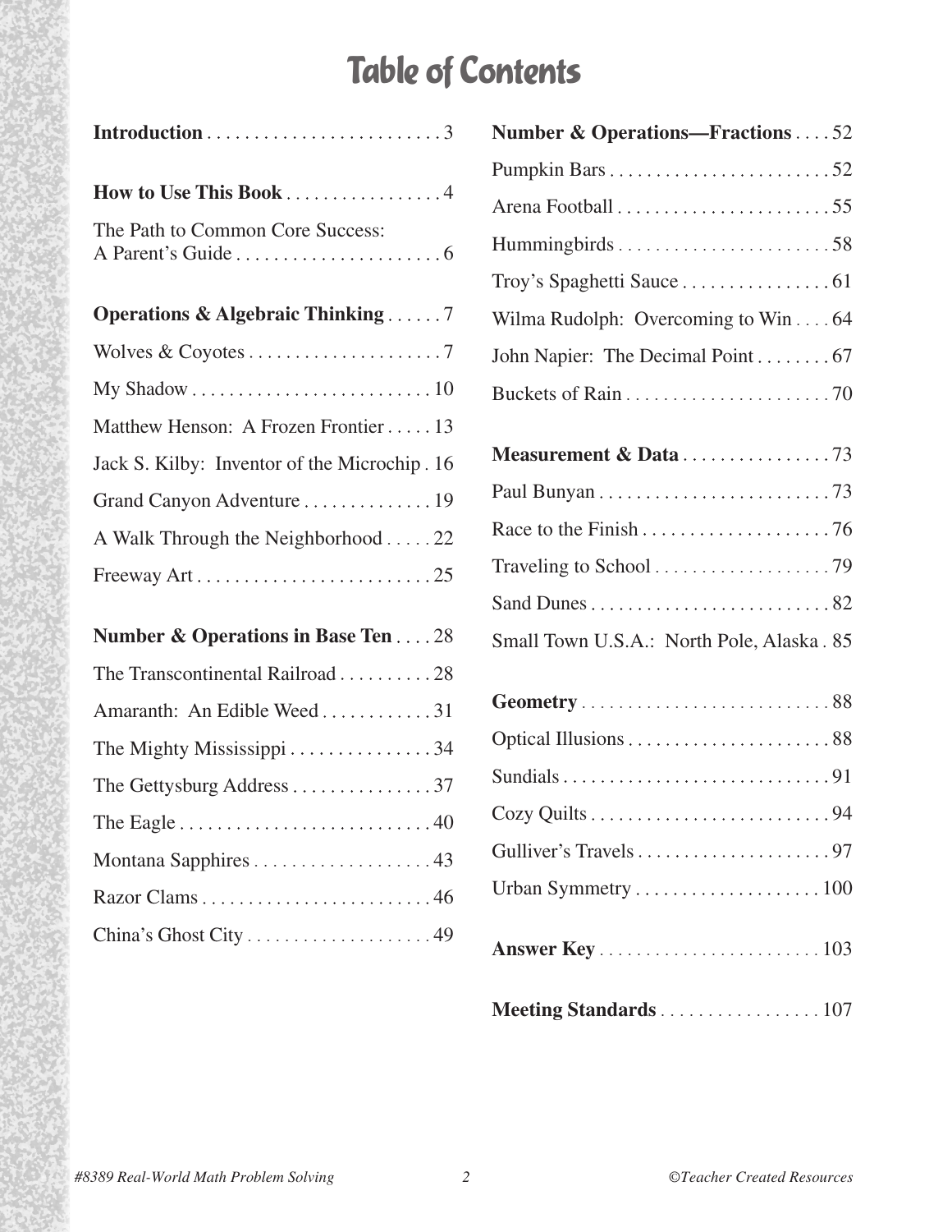# Table of Contents

**Introduction** . . . . . . . . . . . . . . . . . . . . . . . . . 3

**How to Use This Book** . . . . . . . . . . . . . . . . . 4

The Path to Common Core Success: A Parent's Guide . . . . . . . . . . . . . . . . . . . . . . 6

**Operations & Algebraic Thinking** . . . . . . 7

Wolves & Coyotes . . . . . . . . . . . . . . . . . . . . . 7

My Shadow . . . . . . . . . . . . . . . . . . . . . . . . . . 10

Matthew Henson: A Frozen Frontier . . . . . 13

Jack S. Kilby: Inventor of the Microchip . 16

Grand Canyon Adventure . . . . . . . . . . . . . . 19

A Walk Through the Neighborhood . . . . . 22

Freeway Art . . . . . . . . . . . . . . . . . . . . . . . . . 25

**Number & Operations in Base Ten** . . . . 28

The Transcontinental Railroad . . . . . . . . . . 28

Amaranth: An Edible Weed . . . . . . . . . . . . 31

The Mighty Mississippi . . . . . . . . . . . . . . . 34

The Gettysburg Address . . . . . . . . . . . . . . . 37

The Eagle . . . . . . . . . . . . . . . . . . . . . . . . . . . 40

Montana Sapphires . . . . . . . . . . . . . . . . . . . 43

Razor Clams . . . . . . . . . . . . . . . . . . . . . . . . . 46

China's Ghost City . . . . . . . . . . . . . . . . . . . . 49

**Number & Operations—Fractions** . . . . 52

Pumpkin Bars . . . . . . . . . . . . . . . . . . . . . . . . 52

Arena Football . . . . . . . . . . . . . . . . . . . . . . . 55

Hummingbirds . . . . . . . . . . . . . . . . . . . . . . . 58

Troy's Spaghetti Sauce . . . . . . . . . . . . . . . . 61

Wilma Rudolph: Overcoming to Win . . . . 64

John Napier: The Decimal Point . . . . . . . . 67

Buckets of Rain . . . . . . . . . . . . . . . . . . . . . . 70

**Measurement & Data** . . . . . . . . . . . . . . . . 73

Paul Bunyan . . . . . . . . . . . . . . . . . . . . . . . . . 73

Race to the Finish . . . . . . . . . . . . . . . . . . . . 76

Traveling to School . . . . . . . . . . . . . . . . . . . 79

Sand Dunes . . . . . . . . . . . . . . . . . . . . . . . . . . 82

Small Town U.S.A.: North Pole, Alaska . 85

**Geometry** . . . . . . . . . . . . . . . . . . . . . . . . . . 88

Optical Illusions . . . . . . . . . . . . . . . . . . . . . . 88

Sundials . . . . . . . . . . . . . . . . . . . . . . . . . . . . . 91

Cozy Quilts . . . . . . . . . . . . . . . . . . . . . . . . . . 94

Gulliver's Travels . . . . . . . . . . . . . . . . . . . . . 97

Urban Symmetry . . . . . . . . . . . . . . . . . . . . 100

**Answer Key** . . . . . . . . . . . . . . . . . . . . . . . . 103

**Meeting Standards** . . . . . . . . . . . . . . . . . 107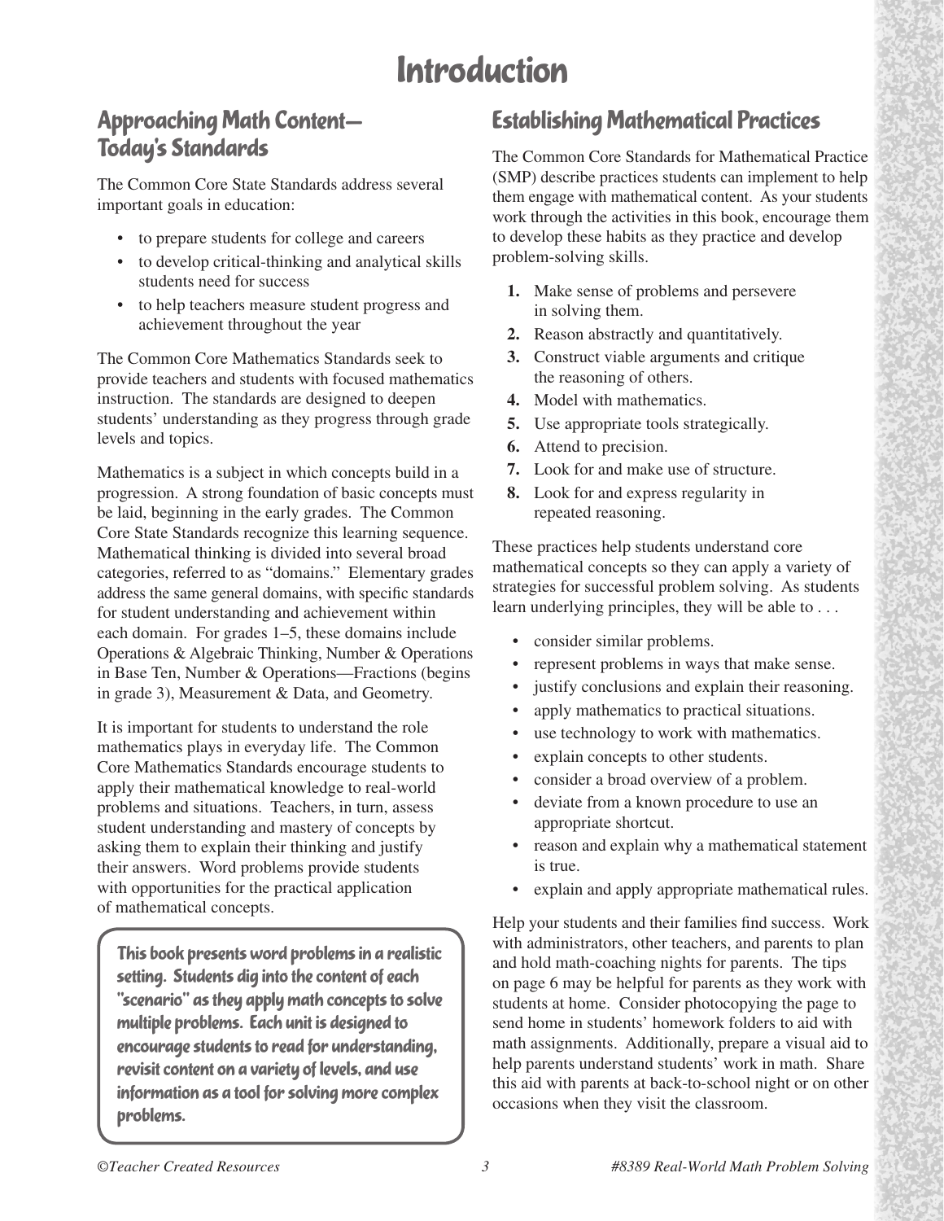# Introduction

## Approaching Math Content—Today's Standards

The Common Core State Standards address several important goals in education:

- to prepare students for college and careers
- to develop critical-thinking and analytical skills students need for success
- to help teachers measure student progress and achievement throughout the year

The Common Core Mathematics Standards seek to provide teachers and students with focused mathematics instruction. The standards are designed to deepen students' understanding as they progress through grade levels and topics.

Mathematics is a subject in which concepts build in a progression. A strong foundation of basic concepts must be laid, beginning in the early grades. The Common Core State Standards recognize this learning sequence. Mathematical thinking is divided into several broad categories, referred to as "domains." Elementary grades address the same general domains, with specific standards for student understanding and achievement within each domain. For grades 1–5, these domains include Operations & Algebraic Thinking, Number & Operations in Base Ten, Number & Operations—Fractions (begins in grade 3), Measurement & Data, and Geometry.

It is important for students to understand the role mathematics plays in everyday life. The Common Core Mathematics Standards encourage students to apply their mathematical knowledge to real-world problems and situations. Teachers, in turn, assess student understanding and mastery of concepts by asking them to explain their thinking and justify their answers. Word problems provide students with opportunities for the practical application of mathematical concepts.

**This book presents word problems in a realistic setting. Students dig into the content of each "scenario" as they apply math concepts to solve multiple problems. Each unit is designed to encourage students to read for understanding, revisit content on a variety of levels, and use information as a tool for solving more complex problems.**

## Establishing Mathematical Practices

The Common Core Standards for Mathematical Practice (SMP) describe practices students can implement to help them engage with mathematical content. As your students work through the activities in this book, encourage them to develop these habits as they practice and develop problem-solving skills.

1. Make sense of problems and persevere in solving them.
2. Reason abstractly and quantitatively.
3. Construct viable arguments and critique the reasoning of others.
4. Model with mathematics.
5. Use appropriate tools strategically.
6. Attend to precision.
7. Look for and make use of structure.
8. Look for and express regularity in repeated reasoning.

These practices help students understand core mathematical concepts so they can apply a variety of strategies for successful problem solving. As students learn underlying principles, they will be able to . . .

- consider similar problems.
- represent problems in ways that make sense.
- justify conclusions and explain their reasoning.
- apply mathematics to practical situations.
- use technology to work with mathematics.
- explain concepts to other students.
- consider a broad overview of a problem.
- deviate from a known procedure to use an appropriate shortcut.
- reason and explain why a mathematical statement is true.
- explain and apply appropriate mathematical rules.

Help your students and their families find success. Work with administrators, other teachers, and parents to plan and hold math-coaching nights for parents. The tips on page 6 may be helpful for parents as they work with students at home. Consider photocopying the page to send home in students' homework folders to aid with math assignments. Additionally, prepare a visual aid to help parents understand students' work in math. Share this aid with parents at back-to-school night or on other occasions when they visit the classroom.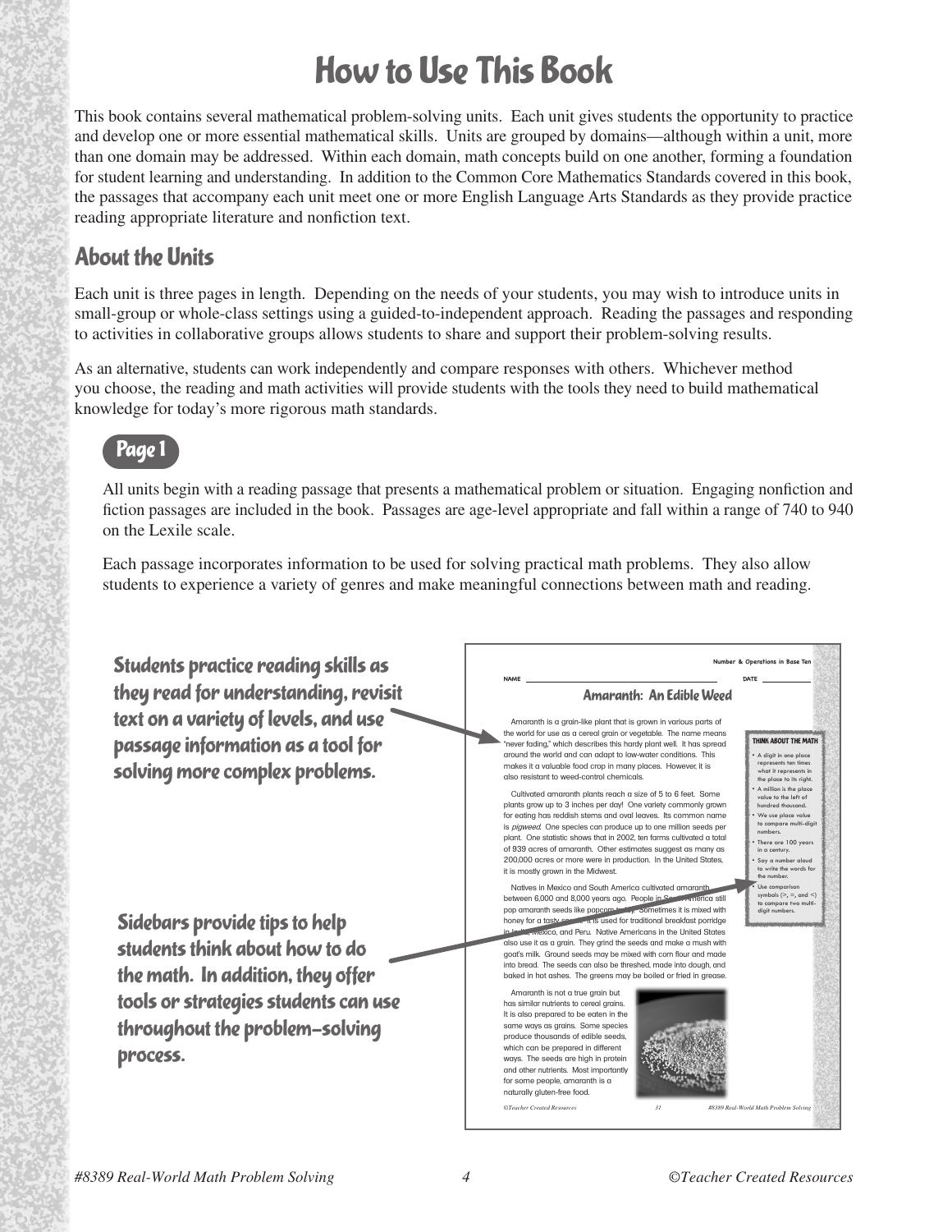# How to Use This Book

This book contains several mathematical problem-solving units. Each unit gives students the opportunity to practice and develop one or more essential mathematical skills. Units are grouped by domains—although within a unit, more than one domain may be addressed. Within each domain, math concepts build on one another, forming a foundation for student learning and understanding. In addition to the Common Core Mathematics Standards covered in this book, the passages that accompany each unit meet one or more English Language Arts Standards as they provide practice reading appropriate literature and nonfiction text.

## About the Units

Each unit is three pages in length. Depending on the needs of your students, you may wish to introduce units in small-group or whole-class settings using a guided-to-independent approach. Reading the passages and responding to activities in collaborative groups allows students to share and support their problem-solving results.

As an alternative, students can work independently and compare responses with others. Whichever method you choose, the reading and math activities will provide students with the tools they need to build mathematical knowledge for today's more rigorous math standards.

### Page 1

All units begin with a reading passage that presents a mathematical problem or situation. Engaging nonfiction and fiction passages are included in the book. Passages are age-level appropriate and fall within a range of 740 to 940 on the Lexile scale.

Each passage incorporates information to be used for solving practical math problems. They also allow students to experience a variety of genres and make meaningful connections between math and reading.

**Students practice reading skills as they read for understanding, revisit text on a variety of levels, and use passage information as a tool for solving more complex problems.**

**Sidebars provide tips to help students think about how to do the math. In addition, they offer tools or strategies students can use throughout the problem-solving process.**

Number & Operations in Base Ten

NAME ______________________ DATE ________

**Amaranth: An Edible Weed**

Amaranth is a grain-like plant that is grown in various parts of the world for use as a cereal grain or vegetable. The name means "never fading," which describes this hardy plant well. It has spread around the world and can adapt to low-water conditions. This makes it a valuable food crop in many places. However, it is also resistant to weed-control chemicals.

Cultivated amaranth plants reach a size of 5 to 6 feet. Some plants grow up to 3 inches per day! One variety commonly grown for eating has reddish stems and oval leaves. Its common name is *pigweed*. One species can produce up to one million seeds per plant. One statistic shows that in 2002, ten farms cultivated a total of 939 acres of amaranth. Other estimates suggest as many as 200,000 acres or more were in production. In the United States, it is mostly grown in the Midwest.

Natives in Mexico and South America cultivated amaranth between 6,000 and 8,000 years ago. People in South America still pop amaranth seeds like popcorn today. Sometimes it is mixed with honey for a tasty snack. It is used for traditional breakfast porridge in India, Mexico, and Peru. Native Americans in the United States also use it as a grain. They grind the seeds and make a mush with goat's milk. Ground seeds may be mixed with corn flour and made into bread. The seeds can also be threshed, made into dough, and baked in hot ashes. The greens may be boiled or fried in grease.

Amaranth is not a true grain but has similar nutrients to cereal grains. It is also prepared to be eaten in the same ways as grains. Some species produce thousands of edible seeds, which can be prepared in different ways. The seeds are high in protein and other nutrients. Most importantly for some people, amaranth is a naturally gluten-free food.

**THINK ABOUT THE MATH**

- A digit in one place represents ten times what it represents in the place to its right.
- A million is the place value to the left of hundred thousand.
- We use place value to compare multi-digit numbers.
- There are 100 years in a century.
- Say a number aloud to write the words for the number.
- Use comparison symbols (>, =, and <) to compare two multi-digit numbers.

©Teacher Created Resources 31 #8389 Real-World Math Problem Solving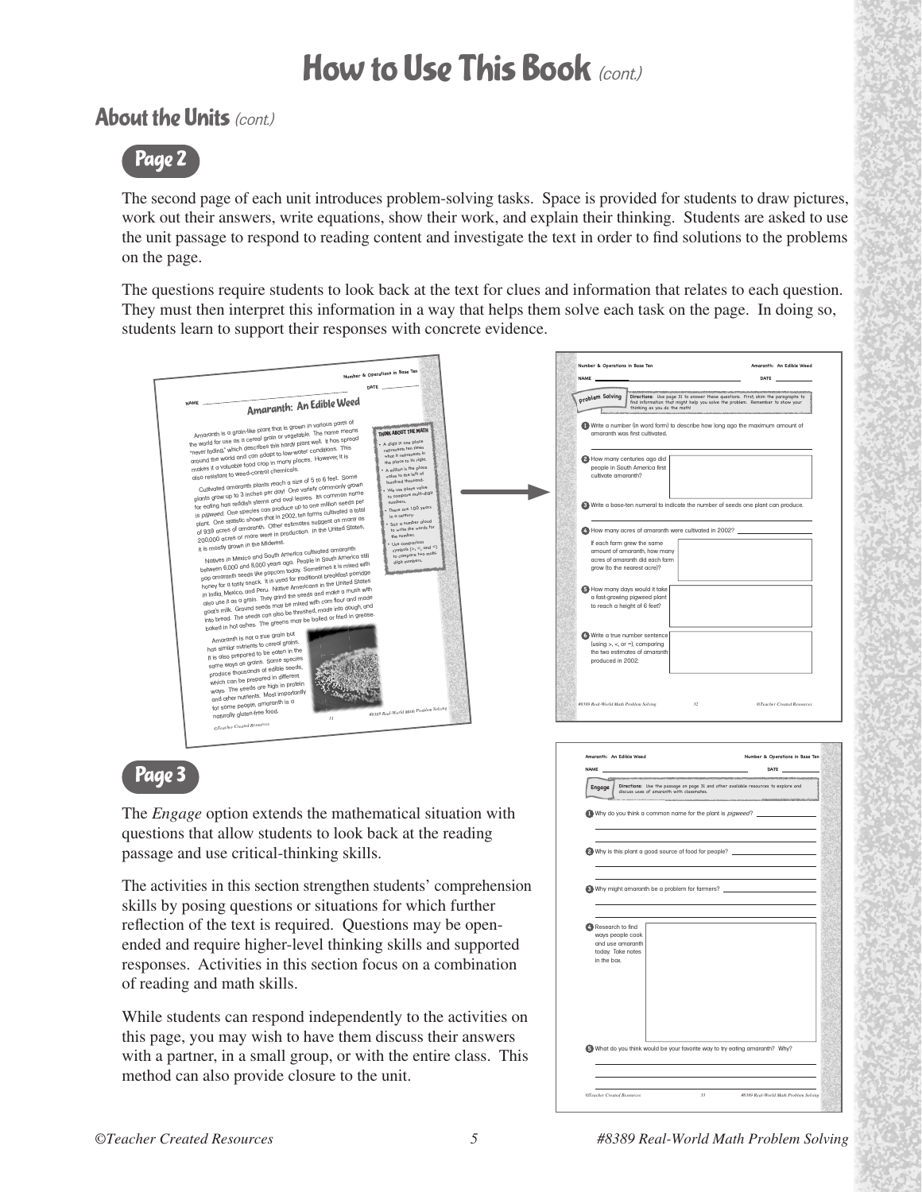# How to Use This Book *(cont.)*

## About the Units *(cont.)*

### Page 2

The second page of each unit introduces problem-solving tasks. Space is provided for students to draw pictures, work out their answers, write equations, show their work, and explain their thinking. Students are asked to use the unit passage to respond to reading content and investigate the text in order to find solutions to the problems on the page.

The questions require students to look back at the text for clues and information that relates to each question. They must then interpret this information in a way that helps them solve each task on the page. In doing so, students learn to support their responses with concrete evidence.

### Page 3

The *Engage* option extends the mathematical situation with questions that allow students to look back at the reading passage and use critical-thinking skills.

The activities in this section strengthen students' comprehension skills by posing questions or situations for which further reflection of the text is required. Questions may be open-ended and require higher-level thinking skills and supported responses. Activities in this section focus on a combination of reading and math skills.

While students can respond independently to the activities on this page, you may wish to have them discuss their answers with a partner, in a small group, or with the entire class. This method can also provide closure to the unit.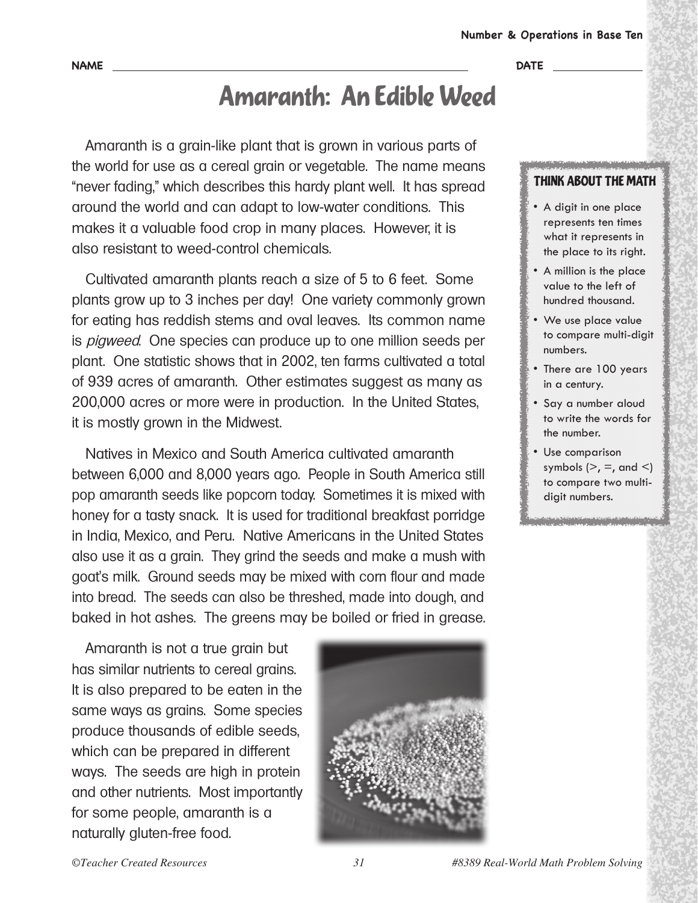NAME ______________________ DATE ____________

# Amaranth: An Edible Weed

Amaranth is a grain-like plant that is grown in various parts of the world for use as a cereal grain or vegetable. The name means "never fading," which describes this hardy plant well. It has spread around the world and can adapt to low-water conditions. This makes it a valuable food crop in many places. However, it is also resistant to weed-control chemicals.

Cultivated amaranth plants reach a size of 5 to 6 feet. Some plants grow up to 3 inches per day! One variety commonly grown for eating has reddish stems and oval leaves. Its common name is *pigweed*. One species can produce up to one million seeds per plant. One statistic shows that in 2002, ten farms cultivated a total of 939 acres of amaranth. Other estimates suggest as many as 200,000 acres or more were in production. In the United States, it is mostly grown in the Midwest.

Natives in Mexico and South America cultivated amaranth between 6,000 and 8,000 years ago. People in South America still pop amaranth seeds like popcorn today. Sometimes it is mixed with honey for a tasty snack. It is used for traditional breakfast porridge in India, Mexico, and Peru. Native Americans in the United States also use it as a grain. They grind the seeds and make a mush with goat's milk. Ground seeds may be mixed with corn flour and made into bread. The seeds can also be threshed, made into dough, and baked in hot ashes. The greens may be boiled or fried in grease.

Amaranth is not a true grain but has similar nutrients to cereal grains. It is also prepared to be eaten in the same ways as grains. Some species produce thousands of edible seeds, which can be prepared in different ways. The seeds are high in protein and other nutrients. Most importantly for some people, amaranth is a naturally gluten-free food.

### THINK ABOUT THE MATH

- A digit in one place represents ten times what it represents in the place to its right.
- A million is the place value to the left of hundred thousand.
- We use place value to compare multi-digit numbers.
- There are 100 years in a century.
- Say a number aloud to write the words for the number.
- Use comparison symbols (>, =, and <) to compare two multi-digit numbers.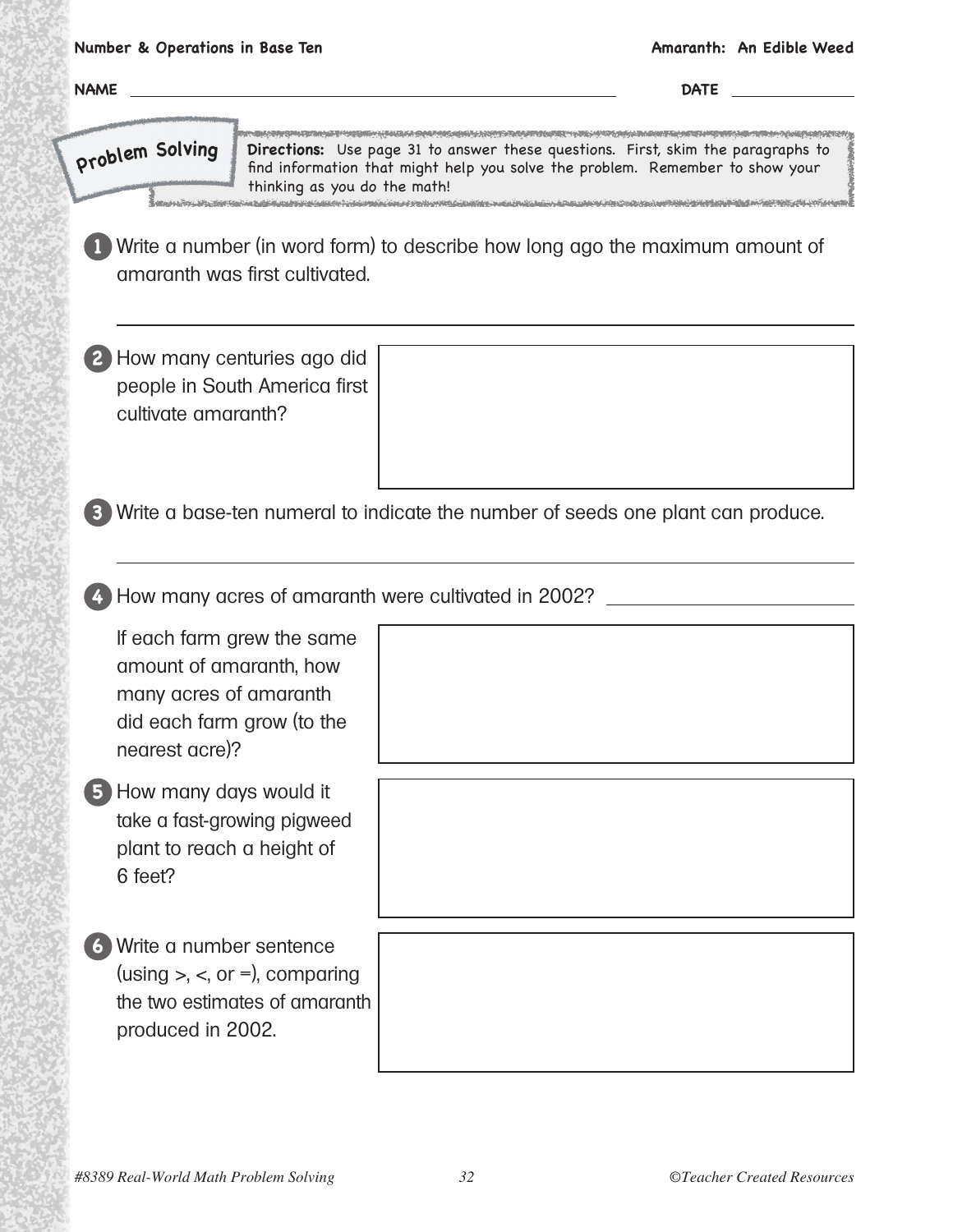NAME ______________________________ DATE ____________

## Problem Solving

**Directions:** Use page 31 to answer these questions. First, skim the paragraphs to find information that might help you solve the problem. Remember to show your thinking as you do the math!

1. Write a number (in word form) to describe how long ago the maximum amount of amaranth was first cultivated.

______________________________________________

2. How many centuries ago did people in South America first cultivate amaranth?

3. Write a base-ten numeral to indicate the number of seeds one plant can produce.

______________________________________________

4. How many acres of amaranth were cultivated in 2002? ____________________

   If each farm grew the same amount of amaranth, how many acres of amaranth did each farm grow (to the nearest acre)?

5. How many days would it take a fast-growing pigweed plant to reach a height of 6 feet?

6. Write a number sentence (using >, <, or =), comparing the two estimates of amaranth produced in 2002.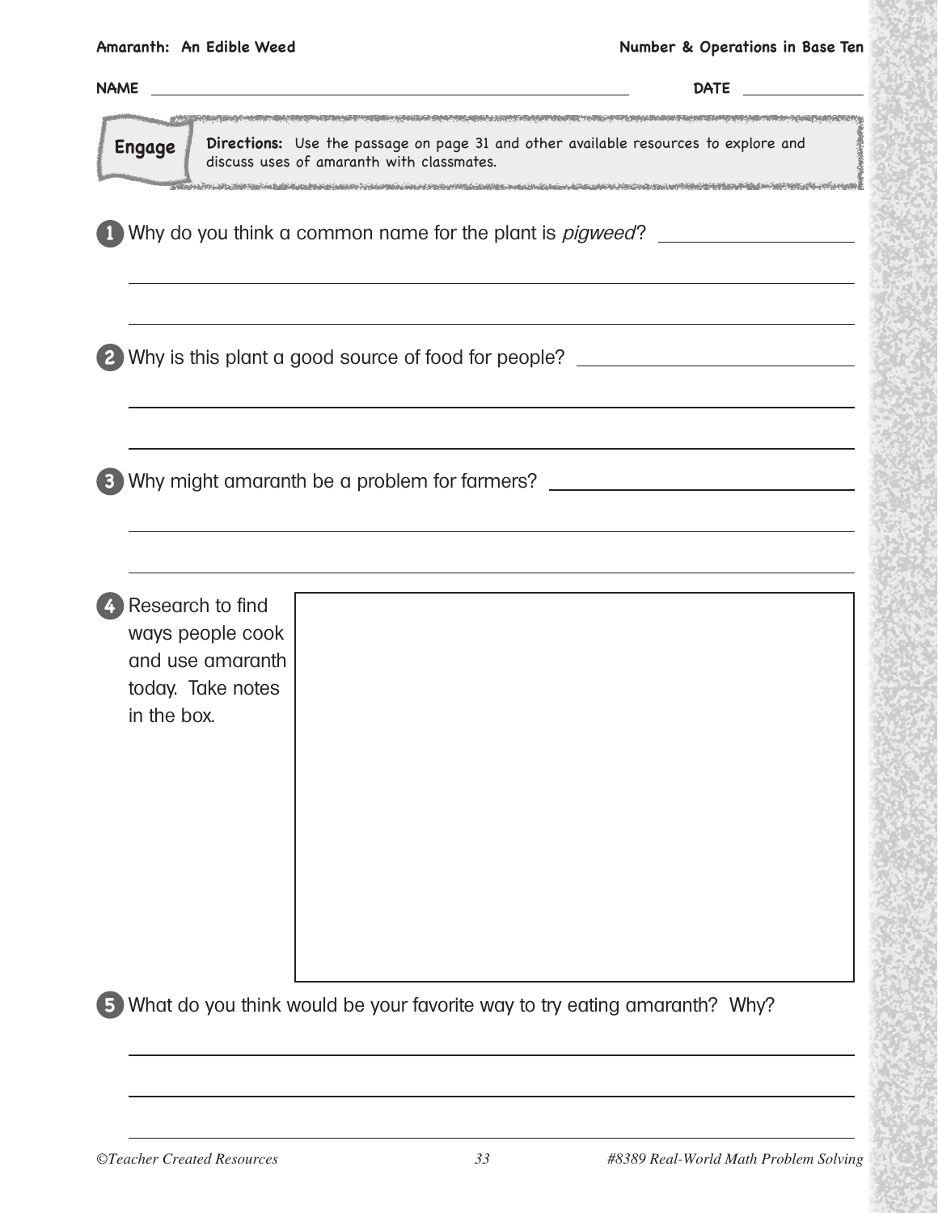NAME ______________________________ DATE __________

## Engage

**Directions:** Use the passage on page 31 and other available resources to explore and discuss uses of amaranth with classmates.

1. Why do you think a common name for the plant is *pigweed*? ____________

____________________________________________

____________________________________________

2. Why is this plant a good source of food for people? ____________

____________________________________________

____________________________________________

3. Why might amaranth be a problem for farmers? ____________

____________________________________________

____________________________________________

4. Research to find ways people cook and use amaranth today. Take notes in the box.

5. What do you think would be your favorite way to try eating amaranth? Why?

____________________________________________

____________________________________________

____________________________________________